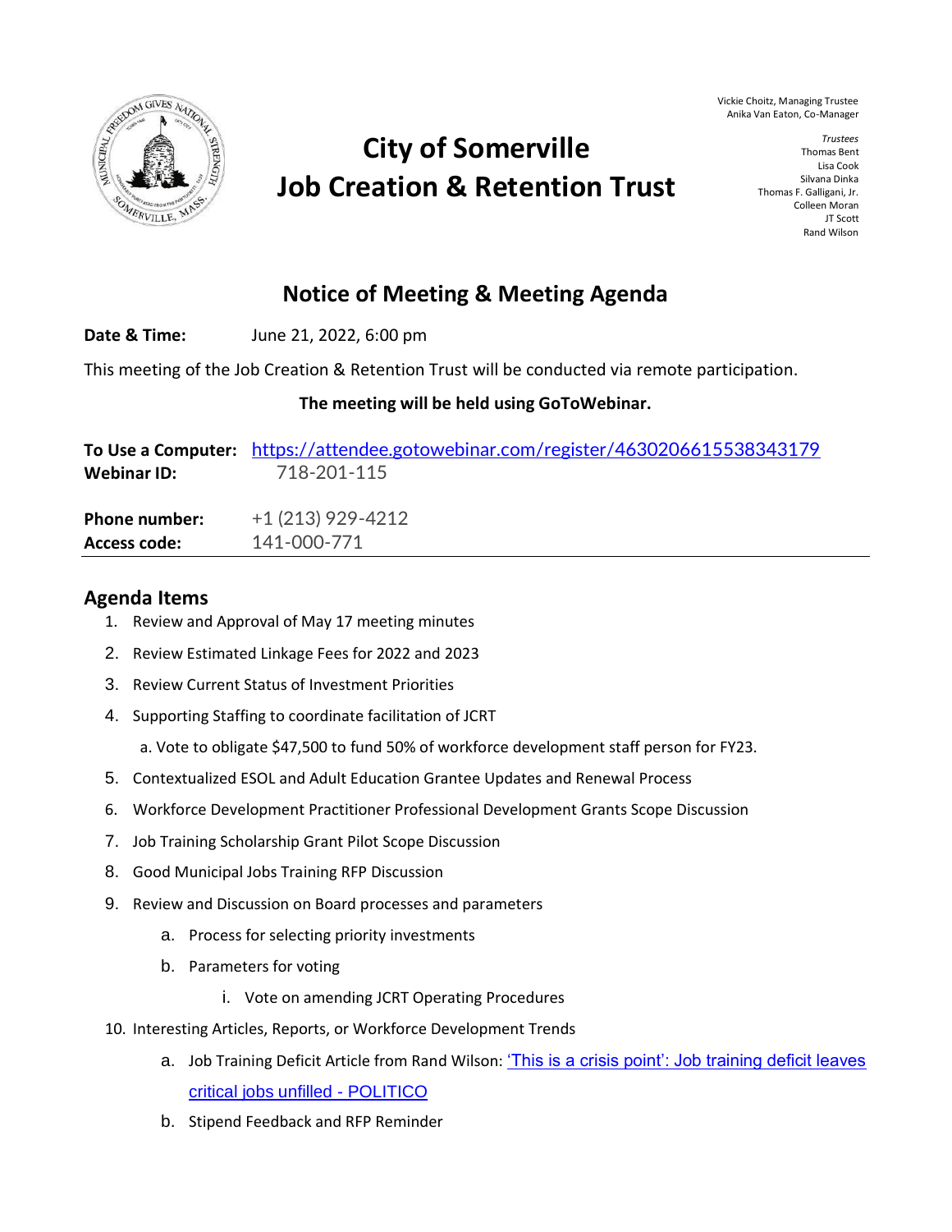Vickie Choitz, Managing Trustee
Anika Van Eaton, Co-Manager

*Trustees*
Thomas Bent
Lisa Cook
Silvana Dinka
Thomas F. Galligani, Jr.
Colleen Moran
JT Scott
Rand Wilson

# City of Somerville
# Job Creation & Retention Trust

## Notice of Meeting & Meeting Agenda

**Date & Time:** June 21, 2022, 6:00 pm

This meeting of the Job Creation & Retention Trust will be conducted via remote participation.

**The meeting will be held using GoToWebinar.**

**To Use a Computer:** https://attendee.gotowebinar.com/register/4630206615538343179
**Webinar ID:** 718-201-115

**Phone number:** +1 (213) 929-4212
**Access code:** 141-000-771

---

## Agenda Items

1. Review and Approval of May 17 meeting minutes
2. Review Estimated Linkage Fees for 2022 and 2023
3. Review Current Status of Investment Priorities
4. Supporting Staffing to coordinate facilitation of JCRT
    a. Vote to obligate $47,500 to fund 50% of workforce development staff person for FY23.
5. Contextualized ESOL and Adult Education Grantee Updates and Renewal Process
6. Workforce Development Practitioner Professional Development Grants Scope Discussion
7. Job Training Scholarship Grant Pilot Scope Discussion
8. Good Municipal Jobs Training RFP Discussion
9. Review and Discussion on Board processes and parameters
    a. Process for selecting priority investments
    b. Parameters for voting
        i. Vote on amending JCRT Operating Procedures
10. Interesting Articles, Reports, or Workforce Development Trends
    a. Job Training Deficit Article from Rand Wilson: 'This is a crisis point': Job training deficit leaves critical jobs unfilled - POLITICO
    b. Stipend Feedback and RFP Reminder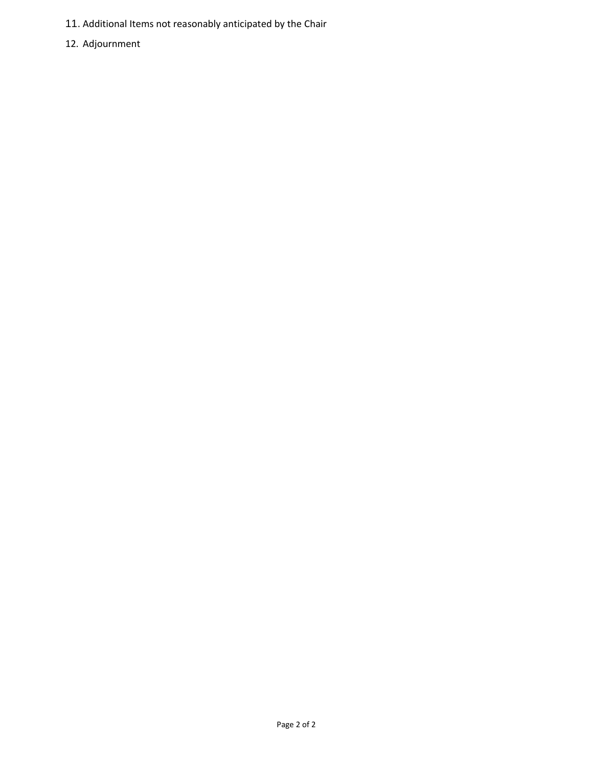11. Additional Items not reasonably anticipated by the Chair
12. Adjournment